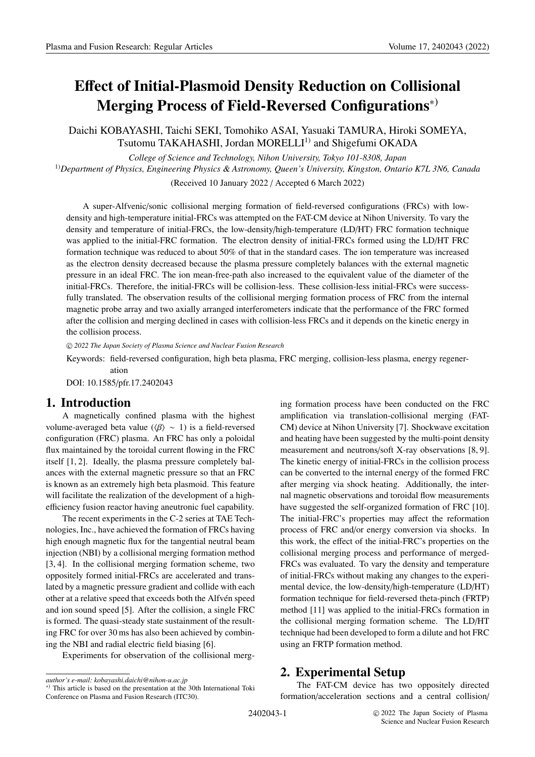# Effect of Initial-Plasmoid Density Reduction on Collisional Merging Process of Field-Reversed Configurations[*)]

Daichi KOBAYASHI, Taichi SEKI, Tomohiko ASAI, Yasuaki TAMURA, Hiroki SOMEYA, Tsutomu TAKAHASHI, Jordan MORELLI[1)] and Shigefumi OKADA

*College of Science and Technology, Nihon University, Tokyo 101-8308, Japan*

[1)]*Department of Physics, Engineering Physics & Astronomy, Queen's University, Kingston, Ontario K7L 3N6, Canada*

(Received 10 January 2022 / Accepted 6 March 2022)

A super-Alfvenic/sonic collisional merging formation of field-reversed configurations (FRCs) with low-density and high-temperature initial-FRCs was attempted on the FAT-CM device at Nihon University. To vary the density and temperature of initial-FRCs, the low-density/high-temperature (LD/HT) FRC formation technique was applied to the initial-FRC formation. The electron density of initial-FRCs formed using the LD/HT FRC formation technique was reduced to about 50% of that in the standard cases. The ion temperature was increased as the electron density decreased because the plasma pressure completely balances with the external magnetic pressure in an ideal FRC. The ion mean-free-path also increased to the equivalent value of the diameter of the initial-FRCs. Therefore, the initial-FRCs will be collision-less. These collision-less initial-FRCs were successfully translated. The observation results of the collisional merging formation process of FRC from the internal magnetic probe array and two axially arranged interferometers indicate that the performance of the FRC formed after the collision and merging declined in cases with collision-less FRCs and it depends on the kinetic energy in the collision process.

*© 2022 The Japan Society of Plasma Science and Nuclear Fusion Research*

Keywords: field-reversed configuration, high beta plasma, FRC merging, collision-less plasma, energy regeneration

DOI: 10.1585/pfr.17.2402043

## 1. Introduction

A magnetically confined plasma with the highest volume-averaged beta value ($\langle\beta\rangle \sim 1$) is a field-reversed configuration (FRC) plasma. An FRC has only a poloidal flux maintained by the toroidal current flowing in the FRC itself [1, 2]. Ideally, the plasma pressure completely balances with the external magnetic pressure so that an FRC is known as an extremely high beta plasmoid. This feature will facilitate the realization of the development of a high-efficiency fusion reactor having aneutronic fuel capability.

The recent experiments in the C-2 series at TAE Technologies, Inc., have achieved the formation of FRCs having high enough magnetic flux for the tangential neutral beam injection (NBI) by a collisional merging formation method [3, 4]. In the collisional merging formation scheme, two oppositely formed initial-FRCs are accelerated and translated by a magnetic pressure gradient and collide with each other at a relative speed that exceeds both the Alfvén speed and ion sound speed [5]. After the collision, a single FRC is formed. The quasi-steady state sustainment of the resulting FRC for over 30 ms has also been achieved by combining the NBI and radial electric field biasing [6].

Experiments for observation of the collisional merging formation process have been conducted on the FRC amplification via translation-collisional merging (FAT-CM) device at Nihon University [7]. Shockwave excitation and heating have been suggested by the multi-point density measurement and neutrons/soft X-ray observations [8, 9]. The kinetic energy of initial-FRCs in the collision process can be converted to the internal energy of the formed FRC after merging via shock heating. Additionally, the internal magnetic observations and toroidal flow measurements have suggested the self-organized formation of FRC [10]. The initial-FRC's properties may affect the reformation process of FRC and/or energy conversion via shocks. In this work, the effect of the initial-FRC's properties on the collisional merging process and performance of merged-FRCs was evaluated. To vary the density and temperature of initial-FRCs without making any changes to the experimental device, the low-density/high-temperature (LD/HT) formation technique for field-reversed theta-pinch (FRTP) method [11] was applied to the initial-FRCs formation in the collisional merging formation scheme. The LD/HT technique had been developed to form a dilute and hot FRC using an FRTP formation method.

## 2. Experimental Setup

The FAT-CM device has two oppositely directed formation/acceleration sections and a central collision/

author's e-mail: kobayashi.daichi@nihon-u.ac.jp

*) This article is based on the presentation at the 30th International Toki Conference on Plasma and Fusion Research (ITC30).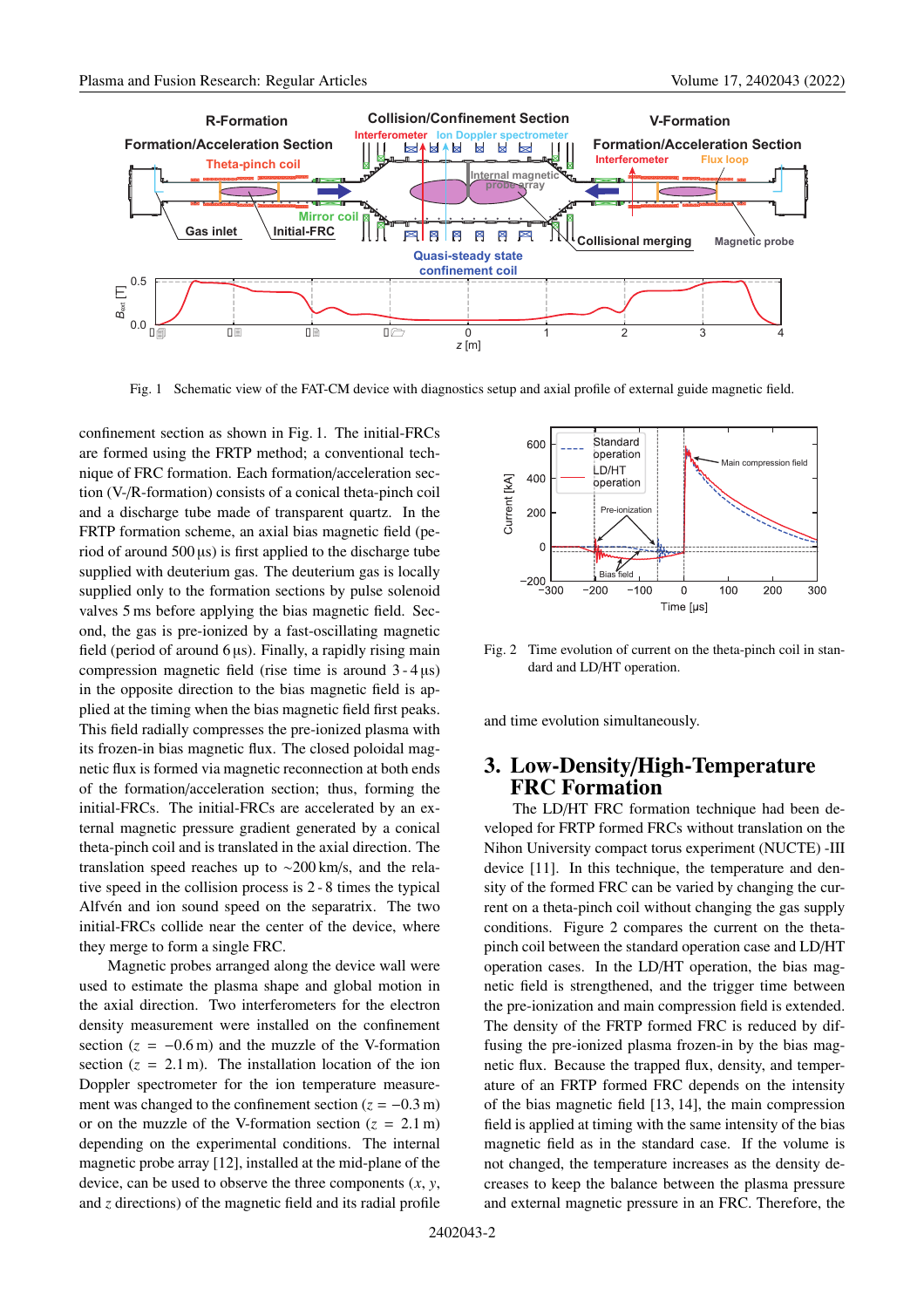Fig. 1 Schematic view of the FAT-CM device with diagnostics setup and axial profile of external guide magnetic field.

confinement section as shown in Fig. 1. The initial-FRCs are formed using the FRTP method; a conventional technique of FRC formation. Each formation/acceleration section (V-/R-formation) consists of a conical theta-pinch coil and a discharge tube made of transparent quartz. In the FRTP formation scheme, an axial bias magnetic field (period of around 500 µs) is first applied to the discharge tube supplied with deuterium gas. The deuterium gas is locally supplied only to the formation sections by pulse solenoid valves 5 ms before applying the bias magnetic field. Second, the gas is pre-ionized by a fast-oscillating magnetic field (period of around 6 µs). Finally, a rapidly rising main compression magnetic field (rise time is around 3 - 4 µs) in the opposite direction to the bias magnetic field is applied at the timing when the bias magnetic field first peaks. This field radially compresses the pre-ionized plasma with its frozen-in bias magnetic flux. The closed poloidal magnetic flux is formed via magnetic reconnection at both ends of the formation/acceleration section; thus, forming the initial-FRCs. The initial-FRCs are accelerated by an external magnetic pressure gradient generated by a conical theta-pinch coil and is translated in the axial direction. The translation speed reaches up to ∼200 km/s, and the relative speed in the collision process is 2 - 8 times the typical Alfvén and ion sound speed on the separatrix. The two initial-FRCs collide near the center of the device, where they merge to form a single FRC.

Magnetic probes arranged along the device wall were used to estimate the plasma shape and global motion in the axial direction. Two interferometers for the electron density measurement were installed on the confinement section ($z$ = −0.6 m) and the muzzle of the V-formation section ($z$ = 2.1 m). The installation location of the ion Doppler spectrometer for the ion temperature measurement was changed to the confinement section ($z$ = −0.3 m) or on the muzzle of the V-formation section ($z$ = 2.1 m) depending on the experimental conditions. The internal magnetic probe array [12], installed at the mid-plane of the device, can be used to observe the three components ($x$, $y$, and $z$ directions) of the magnetic field and its radial profile and time evolution simultaneously.

Fig. 2 Time evolution of current on the theta-pinch coil in standard and LD/HT operation.

## 3. Low-Density/High-Temperature FRC Formation

The LD/HT FRC formation technique had been developed for FRTP formed FRCs without translation on the Nihon University compact torus experiment (NUCTE) -III device [11]. In this technique, the temperature and density of the formed FRC can be varied by changing the current on a theta-pinch coil without changing the gas supply conditions. Figure 2 compares the current on the theta-pinch coil between the standard operation case and LD/HT operation cases. In the LD/HT operation, the bias magnetic field is strengthened, and the trigger time between the pre-ionization and main compression field is extended. The density of the FRTP formed FRC is reduced by diffusing the pre-ionized plasma frozen-in by the bias magnetic flux. Because the trapped flux, density, and temperature of an FRTP formed FRC depends on the intensity of the bias magnetic field [13, 14], the main compression field is applied at timing with the same intensity of the bias magnetic field as in the standard case. If the volume is not changed, the temperature increases as the density decreases to keep the balance between the plasma pressure and external magnetic pressure in an FRC. Therefore, the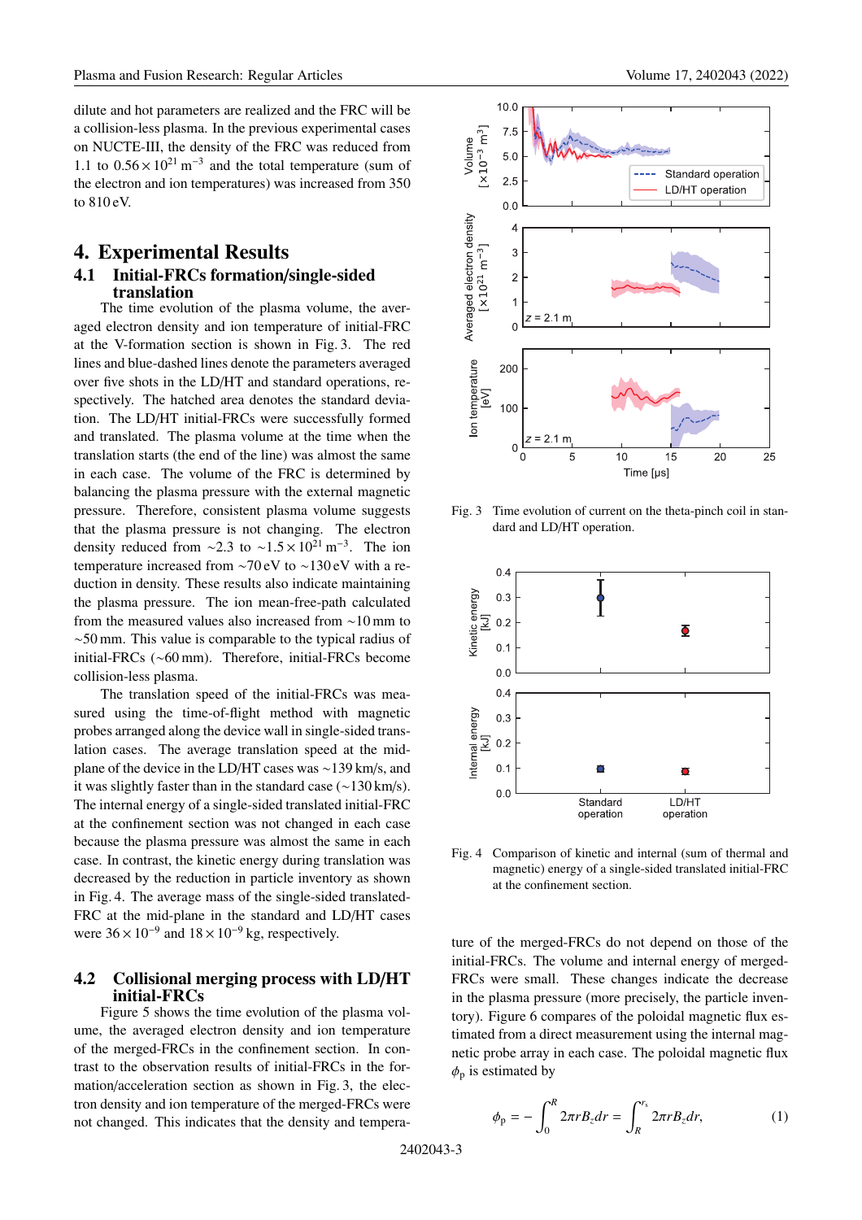dilute and hot parameters are realized and the FRC will be a collision-less plasma. In the previous experimental cases on NUCTE-III, the density of the FRC was reduced from 1.1 to $0.56 \times 10^{21}\ \mathrm{m}^{-3}$ and the total temperature (sum of the electron and ion temperatures) was increased from 350 to 810 eV.

# 4. Experimental Results

## 4.1 Initial-FRCs formation/single-sided translation

The time evolution of the plasma volume, the averaged electron density and ion temperature of initial-FRC at the V-formation section is shown in Fig. 3. The red lines and blue-dashed lines denote the parameters averaged over five shots in the LD/HT and standard operations, respectively. The hatched area denotes the standard deviation. The LD/HT initial-FRCs were successfully formed and translated. The plasma volume at the time when the translation starts (the end of the line) was almost the same in each case. The volume of the FRC is determined by balancing the plasma pressure with the external magnetic pressure. Therefore, consistent plasma volume suggests that the plasma pressure is not changing. The electron density reduced from ~2.3 to $\sim 1.5 \times 10^{21}\ \mathrm{m}^{-3}$. The ion temperature increased from ~70 eV to ~130 eV with a reduction in density. These results also indicate maintaining the plasma pressure. The ion mean-free-path calculated from the measured values also increased from ~10 mm to ~50 mm. This value is comparable to the typical radius of initial-FRCs (~60 mm). Therefore, initial-FRCs become collision-less plasma.

The translation speed of the initial-FRCs was measured using the time-of-flight method with magnetic probes arranged along the device wall in single-sided translation cases. The average translation speed at the mid-plane of the device in the LD/HT cases was ~139 km/s, and it was slightly faster than in the standard case (~130 km/s). The internal energy of a single-sided translated initial-FRC at the confinement section was not changed in each case because the plasma pressure was almost the same in each case. In contrast, the kinetic energy during translation was decreased by the reduction in particle inventory as shown in Fig. 4. The average mass of the single-sided translated-FRC at the mid-plane in the standard and LD/HT cases were $36 \times 10^{-9}$ and $18 \times 10^{-9}$ kg, respectively.

## 4.2 Collisional merging process with LD/HT initial-FRCs

Figure 5 shows the time evolution of the plasma volume, the averaged electron density and ion temperature of the merged-FRCs in the confinement section. In contrast to the observation results of initial-FRCs in the formation/acceleration section as shown in Fig. 3, the electron density and ion temperature of the merged-FRCs were not changed. This indicates that the density and temperature of the merged-FRCs do not depend on those of the initial-FRCs. The volume and internal energy of merged-FRCs were small. These changes indicate the decrease in the plasma pressure (more precisely, the particle inventory). Figure 6 compares of the poloidal magnetic flux estimated from a direct measurement using the internal magnetic probe array in each case. The poloidal magnetic flux $\phi_p$ is estimated by

Fig. 3 Time evolution of current on the theta-pinch coil in standard and LD/HT operation.

Fig. 4 Comparison of kinetic and internal (sum of thermal and magnetic) energy of a single-sided translated initial-FRC at the confinement section.

$$\phi_p = -\int_0^R 2\pi r B_z dr = \int_R^{r_s} 2\pi r B_z dr, \tag{1}$$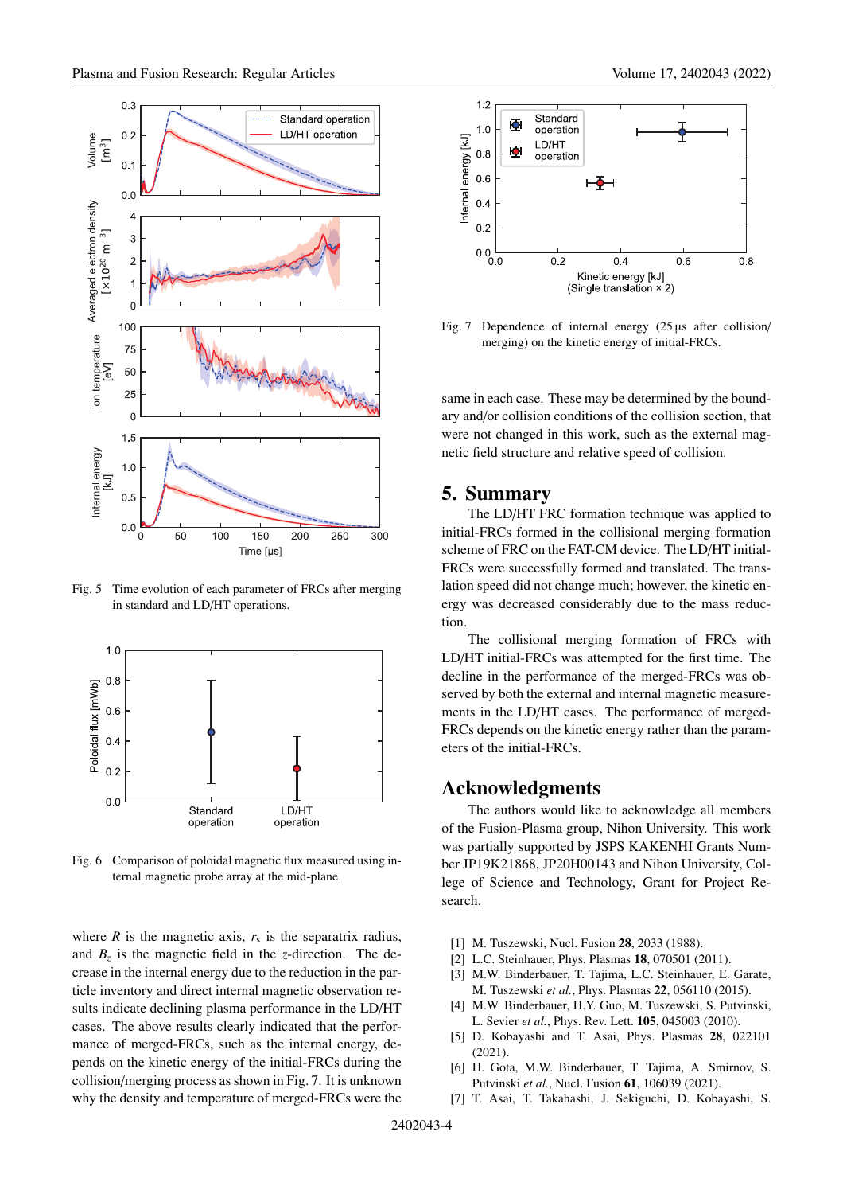Fig. 5 Time evolution of each parameter of FRCs after merging in standard and LD/HT operations.

Fig. 6 Comparison of poloidal magnetic flux measured using internal magnetic probe array at the mid-plane.

where $R$ is the magnetic axis, $r_s$ is the separatrix radius, and $B_z$ is the magnetic field in the $z$-direction. The decrease in the internal energy due to the reduction in the particle inventory and direct internal magnetic observation results indicate declining plasma performance in the LD/HT cases. The above results clearly indicated that the performance of merged-FRCs, such as the internal energy, depends on the kinetic energy of the initial-FRCs during the collision/merging process as shown in Fig. 7. It is unknown why the density and temperature of merged-FRCs were the same in each case. These may be determined by the boundary and/or collision conditions of the collision section, that were not changed in this work, such as the external magnetic field structure and relative speed of collision.

Fig. 7 Dependence of internal energy (25 µs after collision/merging) on the kinetic energy of initial-FRCs.

## 5. Summary

The LD/HT FRC formation technique was applied to initial-FRCs formed in the collisional merging formation scheme of FRC on the FAT-CM device. The LD/HT initial-FRCs were successfully formed and translated. The translation speed did not change much; however, the kinetic energy was decreased considerably due to the mass reduction.

The collisional merging formation of FRCs with LD/HT initial-FRCs was attempted for the first time. The decline in the performance of the merged-FRCs was observed by both the external and internal magnetic measurements in the LD/HT cases. The performance of merged-FRCs depends on the kinetic energy rather than the parameters of the initial-FRCs.

## Acknowledgments

The authors would like to acknowledge all members of the Fusion-Plasma group, Nihon University. This work was partially supported by JSPS KAKENHI Grants Number JP19K21868, JP20H00143 and Nihon University, College of Science and Technology, Grant for Project Research.

[1] M. Tuszewski, Nucl. Fusion **28**, 2033 (1988).
[2] L.C. Steinhauer, Phys. Plasmas **18**, 070501 (2011).
[3] M.W. Binderbauer, T. Tajima, L.C. Steinhauer, E. Garate, M. Tuszewski *et al.*, Phys. Plasmas **22**, 056110 (2015).
[4] M.W. Binderbauer, H.Y. Guo, M. Tuszewski, S. Putvinski, L. Sevier *et al.*, Phys. Rev. Lett. **105**, 045003 (2010).
[5] D. Kobayashi and T. Asai, Phys. Plasmas **28**, 022101 (2021).
[6] H. Gota, M.W. Binderbauer, T. Tajima, A. Smirnov, S. Putvinski *et al.*, Nucl. Fusion **61**, 106039 (2021).
[7] T. Asai, T. Takahashi, J. Sekiguchi, D. Kobayashi, S.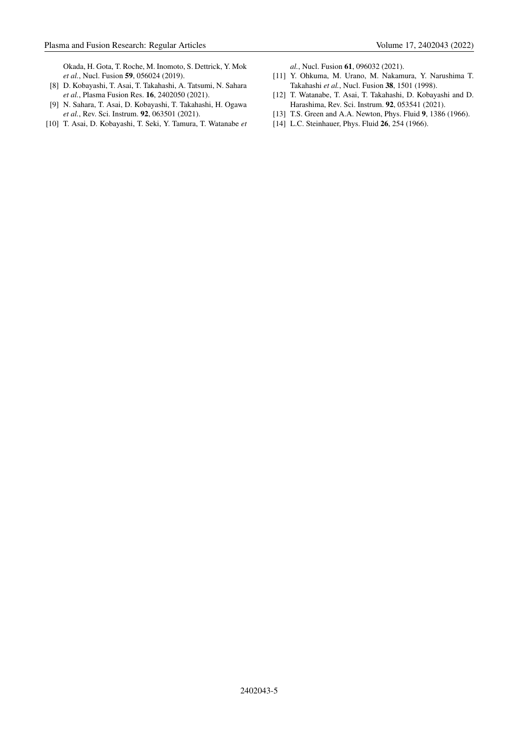Okada, H. Gota, T. Roche, M. Inomoto, S. Dettrick, Y. Mok *et al.*, Nucl. Fusion **59**, 056024 (2019).

[8] D. Kobayashi, T. Asai, T. Takahashi, A. Tatsumi, N. Sahara *et al.*, Plasma Fusion Res. **16**, 2402050 (2021).

[9] N. Sahara, T. Asai, D. Kobayashi, T. Takahashi, H. Ogawa *et al.*, Rev. Sci. Instrum. **92**, 063501 (2021).

[10] T. Asai, D. Kobayashi, T. Seki, Y. Tamura, T. Watanabe *et al.*, Nucl. Fusion **61**, 096032 (2021).

[11] Y. Ohkuma, M. Urano, M. Nakamura, Y. Narushima T. Takahashi *et al.*, Nucl. Fusion **38**, 1501 (1998).

[12] T. Watanabe, T. Asai, T. Takahashi, D. Kobayashi and D. Harashima, Rev. Sci. Instrum. **92**, 053541 (2021).

[13] T.S. Green and A.A. Newton, Phys. Fluid **9**, 1386 (1966).

[14] L.C. Steinhauer, Phys. Fluid **26**, 254 (1966).